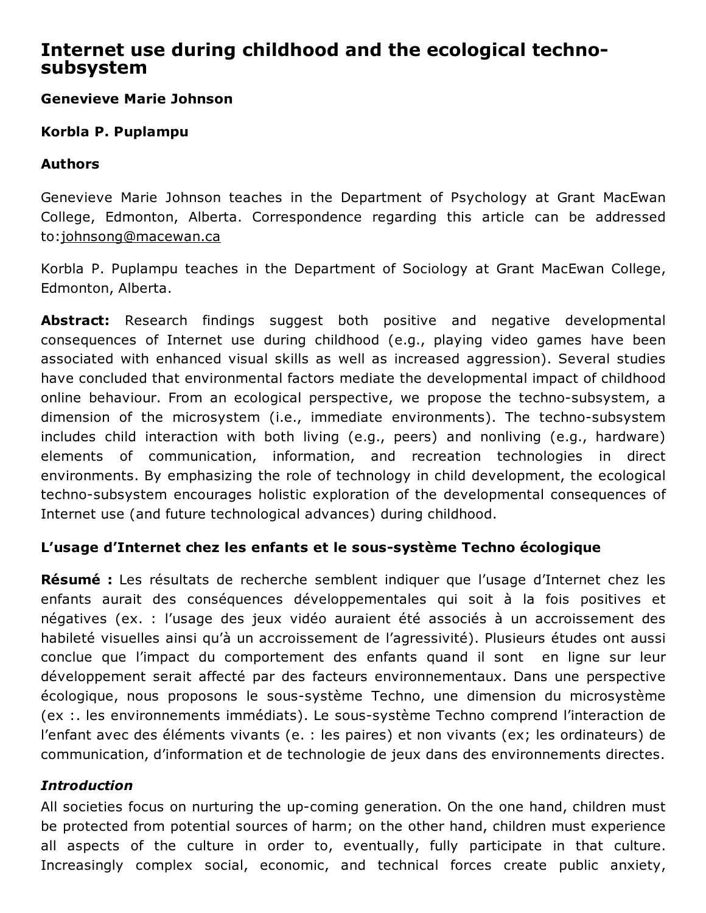# Internet use during childhood and the ecological techno-subsystem

**Genevieve Marie Johnson**

**Korbla P. Puplampu**

**Authors**

Genevieve Marie Johnson teaches in the Department of Psychology at Grant MacEwan College, Edmonton, Alberta. Correspondence regarding this article can be addressed to:johnsong@macewan.ca

Korbla P. Puplampu teaches in the Department of Sociology at Grant MacEwan College, Edmonton, Alberta.

**Abstract:** Research findings suggest both positive and negative developmental consequences of Internet use during childhood (e.g., playing video games have been associated with enhanced visual skills as well as increased aggression). Several studies have concluded that environmental factors mediate the developmental impact of childhood online behaviour. From an ecological perspective, we propose the techno-subsystem, a dimension of the microsystem (i.e., immediate environments). The techno-subsystem includes child interaction with both living (e.g., peers) and nonliving (e.g., hardware) elements of communication, information, and recreation technologies in direct environments. By emphasizing the role of technology in child development, the ecological techno-subsystem encourages holistic exploration of the developmental consequences of Internet use (and future technological advances) during childhood.

**L'usage d'Internet chez les enfants et le sous-système Techno écologique**

**Résumé :** Les résultats de recherche semblent indiquer que l'usage d'Internet chez les enfants aurait des conséquences développementales qui soit à la fois positives et négatives (ex. : l'usage des jeux vidéo auraient été associés à un accroissement des habileté visuelles ainsi qu'à un accroissement de l'agressivité). Plusieurs études ont aussi conclue que l'impact du comportement des enfants quand il sont en ligne sur leur développement serait affecté par des facteurs environnementaux. Dans une perspective écologique, nous proposons le sous-système Techno, une dimension du microsystème (ex :. les environnements immédiats). Le sous-système Techno comprend l'interaction de l'enfant avec des éléments vivants (e. : les paires) et non vivants (ex; les ordinateurs) de communication, d'information et de technologie de jeux dans des environnements directes.

## *Introduction*

All societies focus on nurturing the up-coming generation. On the one hand, children must be protected from potential sources of harm; on the other hand, children must experience all aspects of the culture in order to, eventually, fully participate in that culture. Increasingly complex social, economic, and technical forces create public anxiety,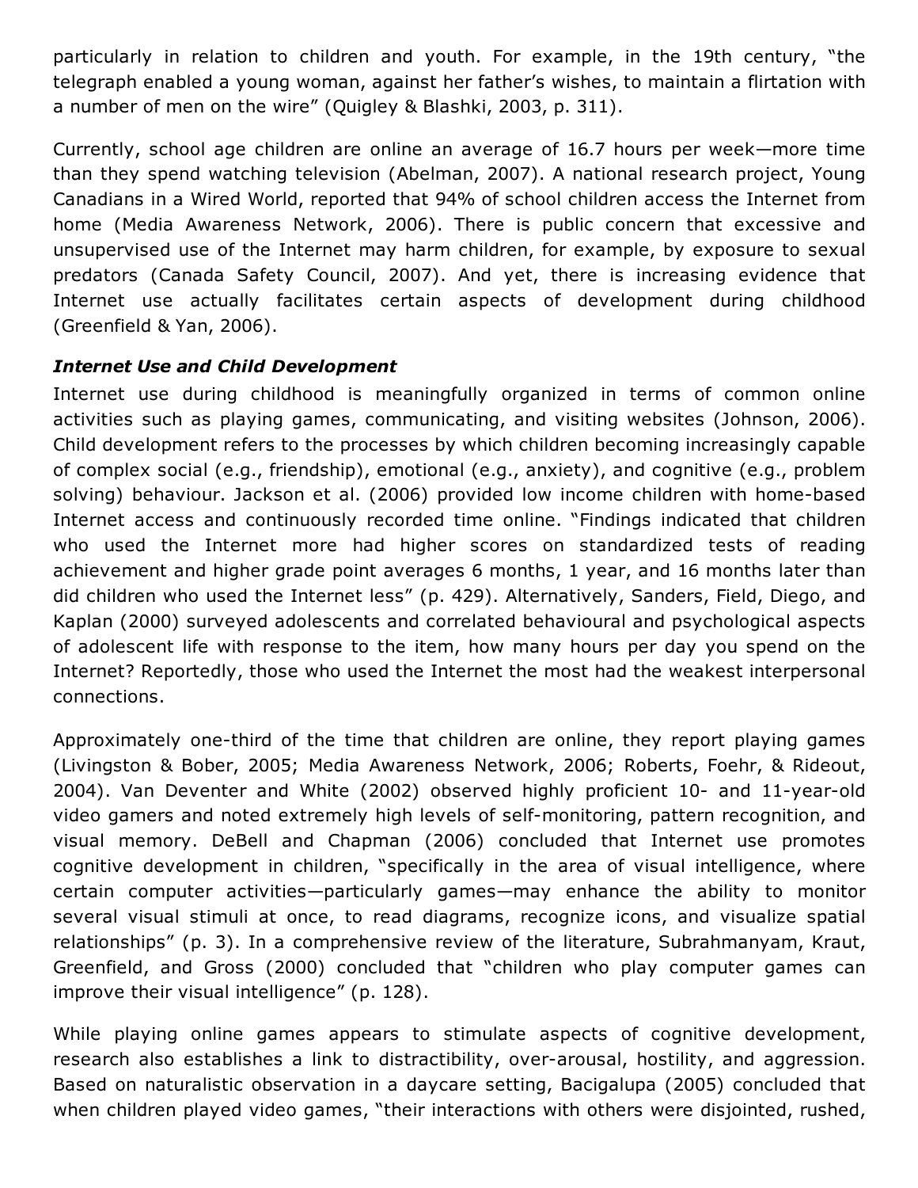particularly in relation to children and youth. For example, in the 19th century, "the telegraph enabled a young woman, against her father's wishes, to maintain a flirtation with a number of men on the wire" (Quigley & Blashki, 2003, p. 311).

Currently, school age children are online an average of 16.7 hours per week—more time than they spend watching television (Abelman, 2007). A national research project, Young Canadians in a Wired World, reported that 94% of school children access the Internet from home (Media Awareness Network, 2006). There is public concern that excessive and unsupervised use of the Internet may harm children, for example, by exposure to sexual predators (Canada Safety Council, 2007). And yet, there is increasing evidence that Internet use actually facilitates certain aspects of development during childhood (Greenfield & Yan, 2006).

### *Internet Use and Child Development*

Internet use during childhood is meaningfully organized in terms of common online activities such as playing games, communicating, and visiting websites (Johnson, 2006). Child development refers to the processes by which children becoming increasingly capable of complex social (e.g., friendship), emotional (e.g., anxiety), and cognitive (e.g., problem solving) behaviour. Jackson et al. (2006) provided low income children with home-based Internet access and continuously recorded time online. "Findings indicated that children who used the Internet more had higher scores on standardized tests of reading achievement and higher grade point averages 6 months, 1 year, and 16 months later than did children who used the Internet less" (p. 429). Alternatively, Sanders, Field, Diego, and Kaplan (2000) surveyed adolescents and correlated behavioural and psychological aspects of adolescent life with response to the item, how many hours per day you spend on the Internet? Reportedly, those who used the Internet the most had the weakest interpersonal connections.

Approximately one-third of the time that children are online, they report playing games (Livingston & Bober, 2005; Media Awareness Network, 2006; Roberts, Foehr, & Rideout, 2004). Van Deventer and White (2002) observed highly proficient 10- and 11-year-old video gamers and noted extremely high levels of self-monitoring, pattern recognition, and visual memory. DeBell and Chapman (2006) concluded that Internet use promotes cognitive development in children, "specifically in the area of visual intelligence, where certain computer activities—particularly games—may enhance the ability to monitor several visual stimuli at once, to read diagrams, recognize icons, and visualize spatial relationships" (p. 3). In a comprehensive review of the literature, Subrahmanyam, Kraut, Greenfield, and Gross (2000) concluded that "children who play computer games can improve their visual intelligence" (p. 128).

While playing online games appears to stimulate aspects of cognitive development, research also establishes a link to distractibility, over-arousal, hostility, and aggression. Based on naturalistic observation in a daycare setting, Bacigalupa (2005) concluded that when children played video games, "their interactions with others were disjointed, rushed,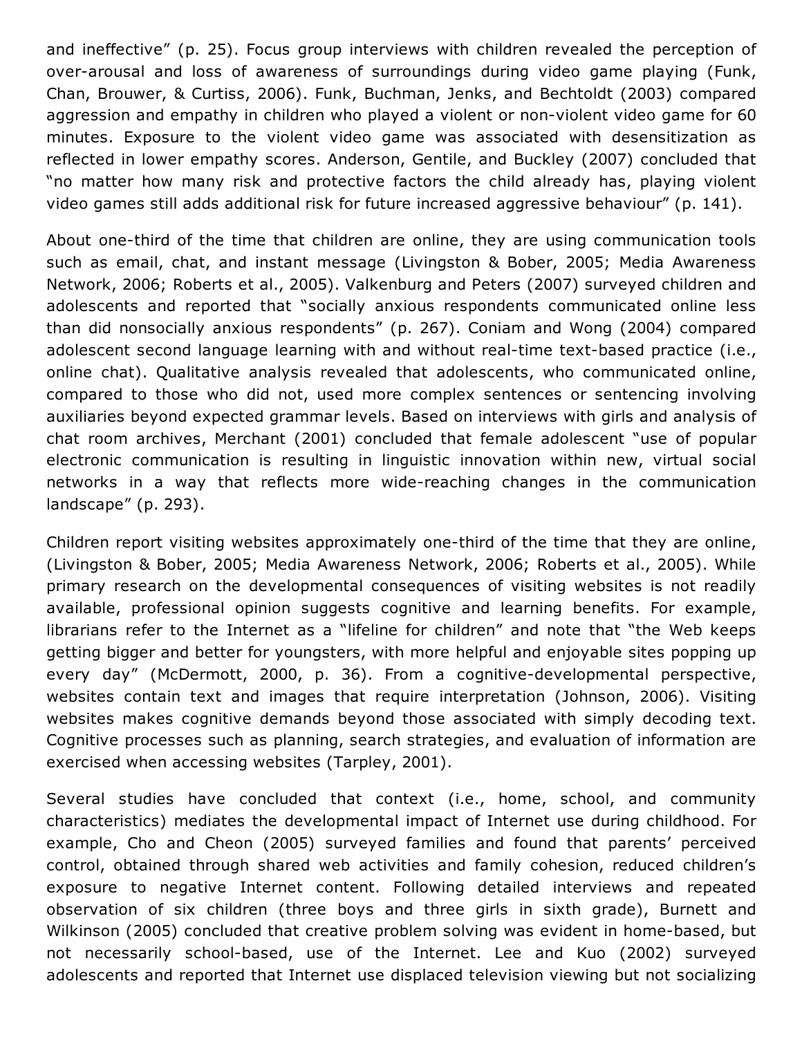and ineffective" (p. 25). Focus group interviews with children revealed the perception of over-arousal and loss of awareness of surroundings during video game playing (Funk, Chan, Brouwer, & Curtiss, 2006). Funk, Buchman, Jenks, and Bechtoldt (2003) compared aggression and empathy in children who played a violent or non-violent video game for 60 minutes. Exposure to the violent video game was associated with desensitization as reflected in lower empathy scores. Anderson, Gentile, and Buckley (2007) concluded that "no matter how many risk and protective factors the child already has, playing violent video games still adds additional risk for future increased aggressive behaviour" (p. 141).

About one-third of the time that children are online, they are using communication tools such as email, chat, and instant message (Livingston & Bober, 2005; Media Awareness Network, 2006; Roberts et al., 2005). Valkenburg and Peters (2007) surveyed children and adolescents and reported that "socially anxious respondents communicated online less than did nonsocially anxious respondents" (p. 267). Coniam and Wong (2004) compared adolescent second language learning with and without real-time text-based practice (i.e., online chat). Qualitative analysis revealed that adolescents, who communicated online, compared to those who did not, used more complex sentences or sentencing involving auxiliaries beyond expected grammar levels. Based on interviews with girls and analysis of chat room archives, Merchant (2001) concluded that female adolescent "use of popular electronic communication is resulting in linguistic innovation within new, virtual social networks in a way that reflects more wide-reaching changes in the communication landscape" (p. 293).

Children report visiting websites approximately one-third of the time that they are online, (Livingston & Bober, 2005; Media Awareness Network, 2006; Roberts et al., 2005). While primary research on the developmental consequences of visiting websites is not readily available, professional opinion suggests cognitive and learning benefits. For example, librarians refer to the Internet as a "lifeline for children" and note that "the Web keeps getting bigger and better for youngsters, with more helpful and enjoyable sites popping up every day" (McDermott, 2000, p. 36). From a cognitive-developmental perspective, websites contain text and images that require interpretation (Johnson, 2006). Visiting websites makes cognitive demands beyond those associated with simply decoding text. Cognitive processes such as planning, search strategies, and evaluation of information are exercised when accessing websites (Tarpley, 2001).

Several studies have concluded that context (i.e., home, school, and community characteristics) mediates the developmental impact of Internet use during childhood. For example, Cho and Cheon (2005) surveyed families and found that parents' perceived control, obtained through shared web activities and family cohesion, reduced children's exposure to negative Internet content. Following detailed interviews and repeated observation of six children (three boys and three girls in sixth grade), Burnett and Wilkinson (2005) concluded that creative problem solving was evident in home-based, but not necessarily school-based, use of the Internet. Lee and Kuo (2002) surveyed adolescents and reported that Internet use displaced television viewing but not socializing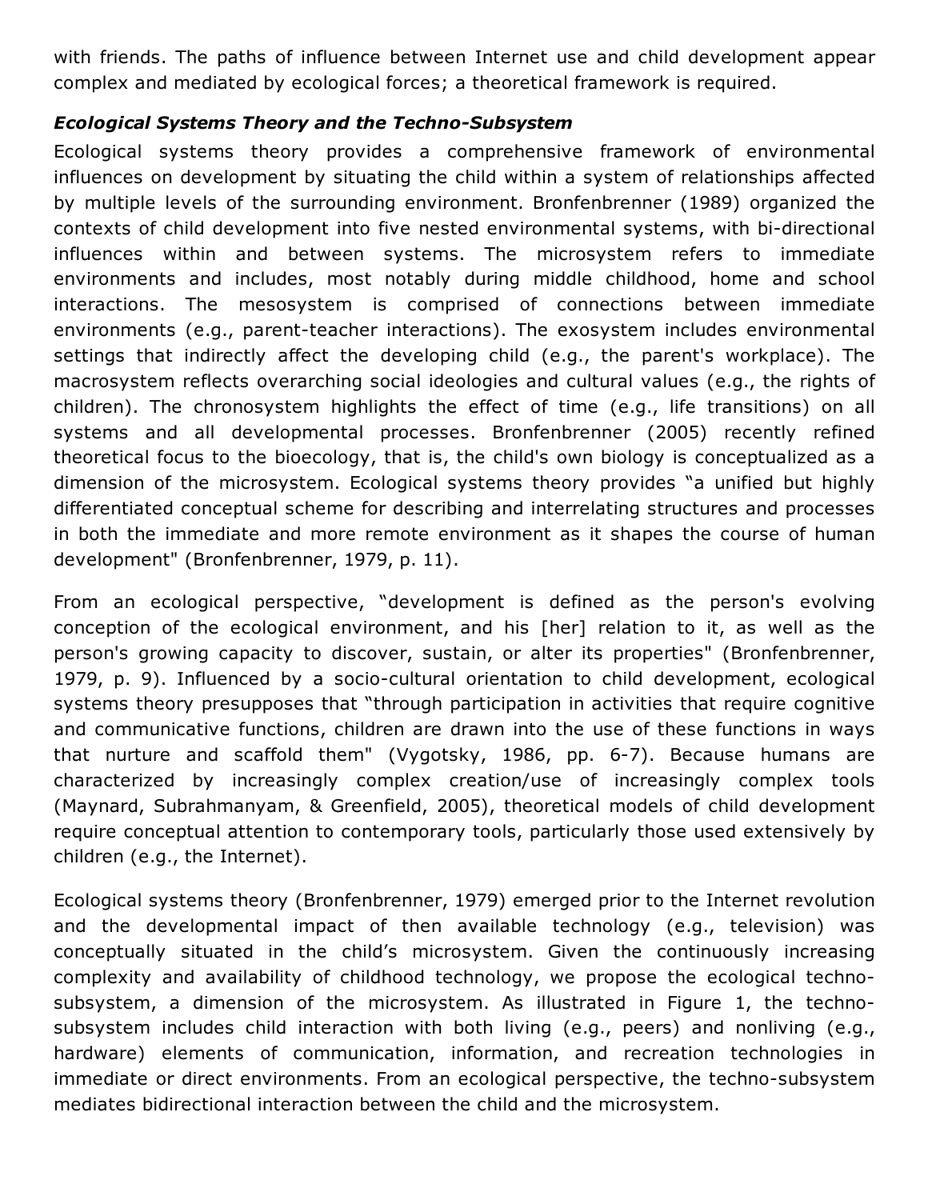with friends. The paths of influence between Internet use and child development appear complex and mediated by ecological forces; a theoretical framework is required.

***Ecological Systems Theory and the Techno-Subsystem***

Ecological systems theory provides a comprehensive framework of environmental influences on development by situating the child within a system of relationships affected by multiple levels of the surrounding environment. Bronfenbrenner (1989) organized the contexts of child development into five nested environmental systems, with bi-directional influences within and between systems. The microsystem refers to immediate environments and includes, most notably during middle childhood, home and school interactions. The mesosystem is comprised of connections between immediate environments (e.g., parent-teacher interactions). The exosystem includes environmental settings that indirectly affect the developing child (e.g., the parent's workplace). The macrosystem reflects overarching social ideologies and cultural values (e.g., the rights of children). The chronosystem highlights the effect of time (e.g., life transitions) on all systems and all developmental processes. Bronfenbrenner (2005) recently refined theoretical focus to the bioecology, that is, the child's own biology is conceptualized as a dimension of the microsystem. Ecological systems theory provides "a unified but highly differentiated conceptual scheme for describing and interrelating structures and processes in both the immediate and more remote environment as it shapes the course of human development" (Bronfenbrenner, 1979, p. 11).

From an ecological perspective, "development is defined as the person's evolving conception of the ecological environment, and his [her] relation to it, as well as the person's growing capacity to discover, sustain, or alter its properties" (Bronfenbrenner, 1979, p. 9). Influenced by a socio-cultural orientation to child development, ecological systems theory presupposes that "through participation in activities that require cognitive and communicative functions, children are drawn into the use of these functions in ways that nurture and scaffold them" (Vygotsky, 1986, pp. 6-7). Because humans are characterized by increasingly complex creation/use of increasingly complex tools (Maynard, Subrahmanyam, & Greenfield, 2005), theoretical models of child development require conceptual attention to contemporary tools, particularly those used extensively by children (e.g., the Internet).

Ecological systems theory (Bronfenbrenner, 1979) emerged prior to the Internet revolution and the developmental impact of then available technology (e.g., television) was conceptually situated in the child's microsystem. Given the continuously increasing complexity and availability of childhood technology, we propose the ecological techno-subsystem, a dimension of the microsystem. As illustrated in Figure 1, the techno-subsystem includes child interaction with both living (e.g., peers) and nonliving (e.g., hardware) elements of communication, information, and recreation technologies in immediate or direct environments. From an ecological perspective, the techno-subsystem mediates bidirectional interaction between the child and the microsystem.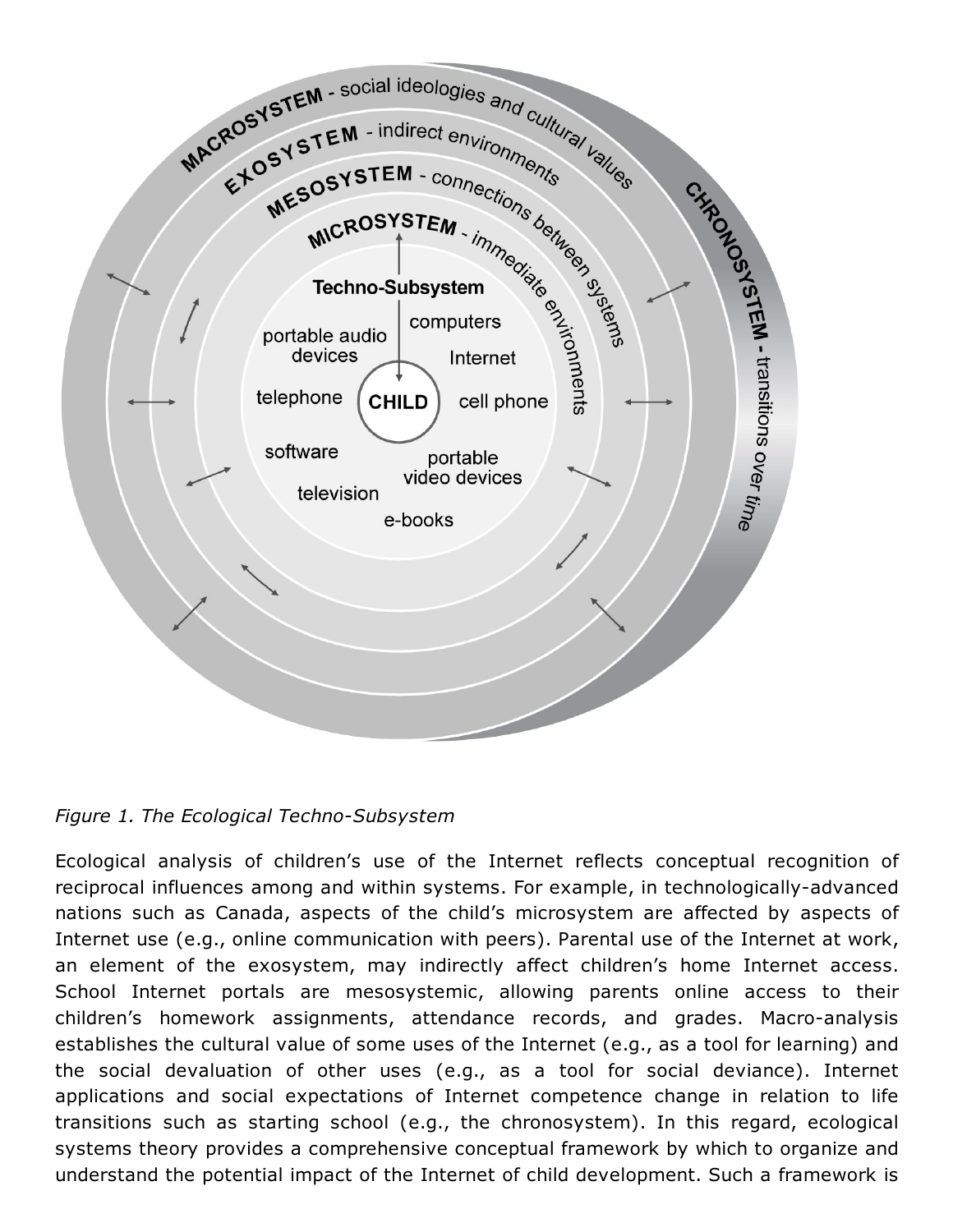*Figure 1. The Ecological Techno-Subsystem*

Ecological analysis of children's use of the Internet reflects conceptual recognition of reciprocal influences among and within systems. For example, in technologically-advanced nations such as Canada, aspects of the child's microsystem are affected by aspects of Internet use (e.g., online communication with peers). Parental use of the Internet at work, an element of the exosystem, may indirectly affect children's home Internet access. School Internet portals are mesosystemic, allowing parents online access to their children's homework assignments, attendance records, and grades. Macro-analysis establishes the cultural value of some uses of the Internet (e.g., as a tool for learning) and the social devaluation of other uses (e.g., as a tool for social deviance). Internet applications and social expectations of Internet competence change in relation to life transitions such as starting school (e.g., the chronosystem). In this regard, ecological systems theory provides a comprehensive conceptual framework by which to organize and understand the potential impact of the Internet of child development. Such a framework is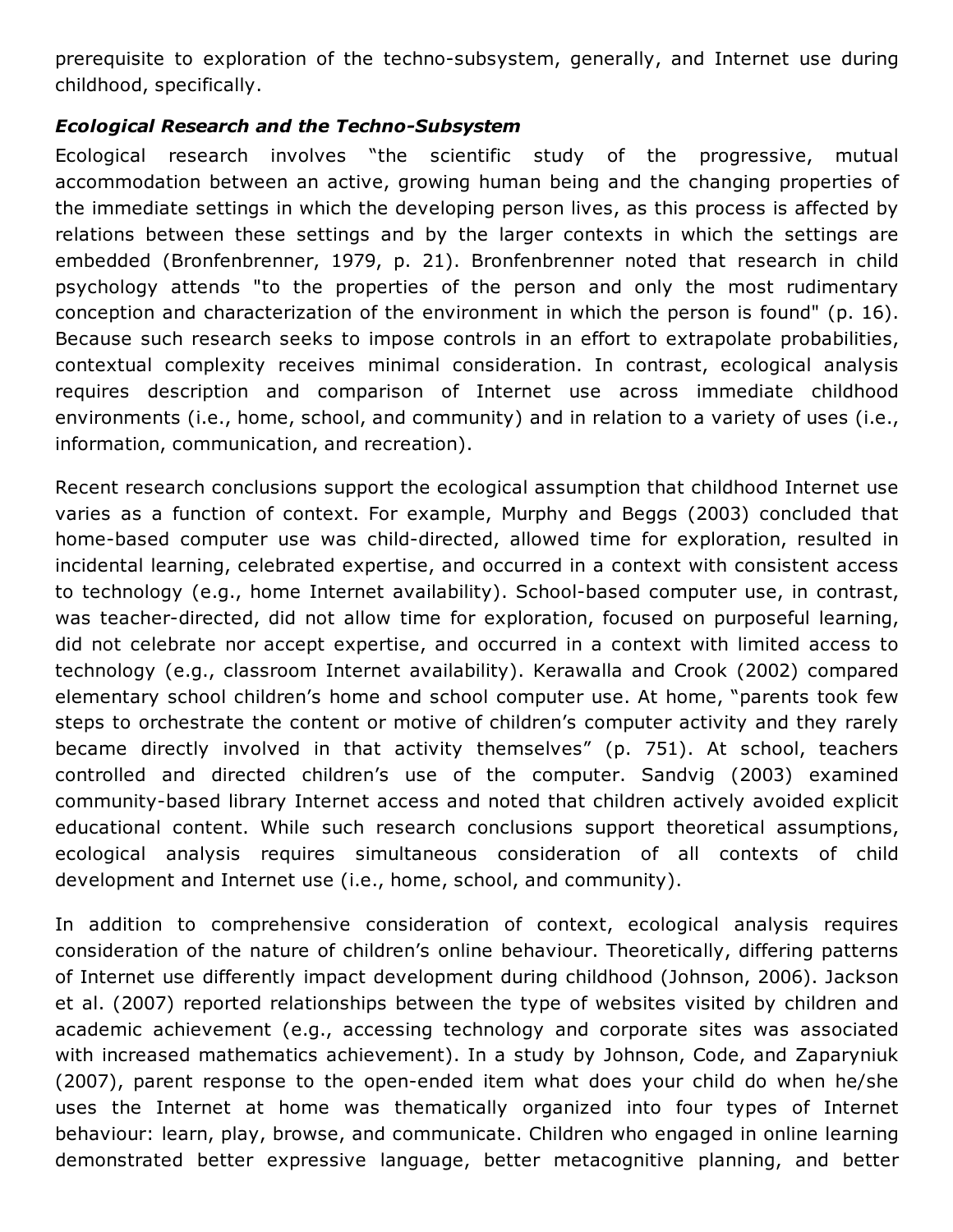prerequisite to exploration of the techno-subsystem, generally, and Internet use during childhood, specifically.

### *Ecological Research and the Techno-Subsystem*

Ecological research involves "the scientific study of the progressive, mutual accommodation between an active, growing human being and the changing properties of the immediate settings in which the developing person lives, as this process is affected by relations between these settings and by the larger contexts in which the settings are embedded (Bronfenbrenner, 1979, p. 21). Bronfenbrenner noted that research in child psychology attends "to the properties of the person and only the most rudimentary conception and characterization of the environment in which the person is found" (p. 16). Because such research seeks to impose controls in an effort to extrapolate probabilities, contextual complexity receives minimal consideration. In contrast, ecological analysis requires description and comparison of Internet use across immediate childhood environments (i.e., home, school, and community) and in relation to a variety of uses (i.e., information, communication, and recreation).

Recent research conclusions support the ecological assumption that childhood Internet use varies as a function of context. For example, Murphy and Beggs (2003) concluded that home-based computer use was child-directed, allowed time for exploration, resulted in incidental learning, celebrated expertise, and occurred in a context with consistent access to technology (e.g., home Internet availability). School-based computer use, in contrast, was teacher-directed, did not allow time for exploration, focused on purposeful learning, did not celebrate nor accept expertise, and occurred in a context with limited access to technology (e.g., classroom Internet availability). Kerawalla and Crook (2002) compared elementary school children's home and school computer use. At home, "parents took few steps to orchestrate the content or motive of children's computer activity and they rarely became directly involved in that activity themselves" (p. 751). At school, teachers controlled and directed children's use of the computer. Sandvig (2003) examined community-based library Internet access and noted that children actively avoided explicit educational content. While such research conclusions support theoretical assumptions, ecological analysis requires simultaneous consideration of all contexts of child development and Internet use (i.e., home, school, and community).

In addition to comprehensive consideration of context, ecological analysis requires consideration of the nature of children's online behaviour. Theoretically, differing patterns of Internet use differently impact development during childhood (Johnson, 2006). Jackson et al. (2007) reported relationships between the type of websites visited by children and academic achievement (e.g., accessing technology and corporate sites was associated with increased mathematics achievement). In a study by Johnson, Code, and Zaparyniuk (2007), parent response to the open-ended item what does your child do when he/she uses the Internet at home was thematically organized into four types of Internet behaviour: learn, play, browse, and communicate. Children who engaged in online learning demonstrated better expressive language, better metacognitive planning, and better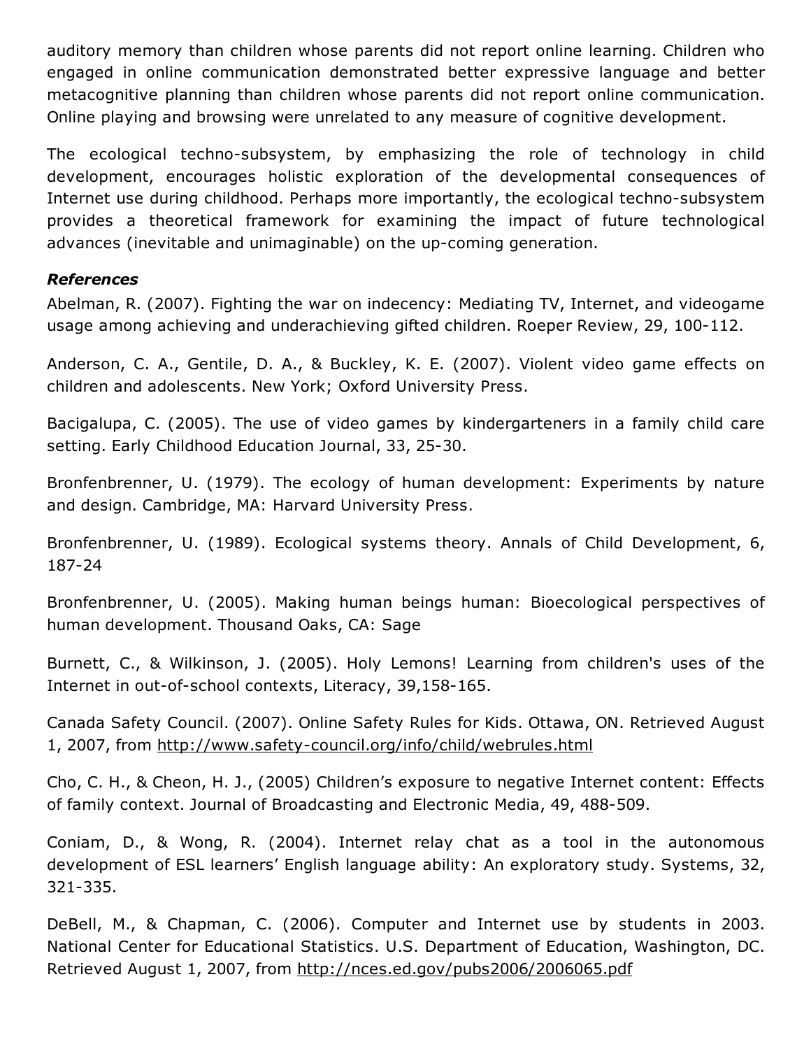auditory memory than children whose parents did not report online learning. Children who engaged in online communication demonstrated better expressive language and better metacognitive planning than children whose parents did not report online communication. Online playing and browsing were unrelated to any measure of cognitive development.

The ecological techno-subsystem, by emphasizing the role of technology in child development, encourages holistic exploration of the developmental consequences of Internet use during childhood. Perhaps more importantly, the ecological techno-subsystem provides a theoretical framework for examining the impact of future technological advances (inevitable and unimaginable) on the up-coming generation.

***References***

Abelman, R. (2007). Fighting the war on indecency: Mediating TV, Internet, and videogame usage among achieving and underachieving gifted children. Roeper Review, 29, 100-112.

Anderson, C. A., Gentile, D. A., & Buckley, K. E. (2007). Violent video game effects on children and adolescents. New York; Oxford University Press.

Bacigalupa, C. (2005). The use of video games by kindergarteners in a family child care setting. Early Childhood Education Journal, 33, 25-30.

Bronfenbrenner, U. (1979). The ecology of human development: Experiments by nature and design. Cambridge, MA: Harvard University Press.

Bronfenbrenner, U. (1989). Ecological systems theory. Annals of Child Development, 6, 187-24

Bronfenbrenner, U. (2005). Making human beings human: Bioecological perspectives of human development. Thousand Oaks, CA: Sage

Burnett, C., & Wilkinson, J. (2005). Holy Lemons! Learning from children's uses of the Internet in out-of-school contexts, Literacy, 39,158-165.

Canada Safety Council. (2007). Online Safety Rules for Kids. Ottawa, ON. Retrieved August 1, 2007, from http://www.safety-council.org/info/child/webrules.html

Cho, C. H., & Cheon, H. J., (2005) Children's exposure to negative Internet content: Effects of family context. Journal of Broadcasting and Electronic Media, 49, 488-509.

Coniam, D., & Wong, R. (2004). Internet relay chat as a tool in the autonomous development of ESL learners' English language ability: An exploratory study. Systems, 32, 321-335.

DeBell, M., & Chapman, C. (2006). Computer and Internet use by students in 2003. National Center for Educational Statistics. U.S. Department of Education, Washington, DC. Retrieved August 1, 2007, from http://nces.ed.gov/pubs2006/2006065.pdf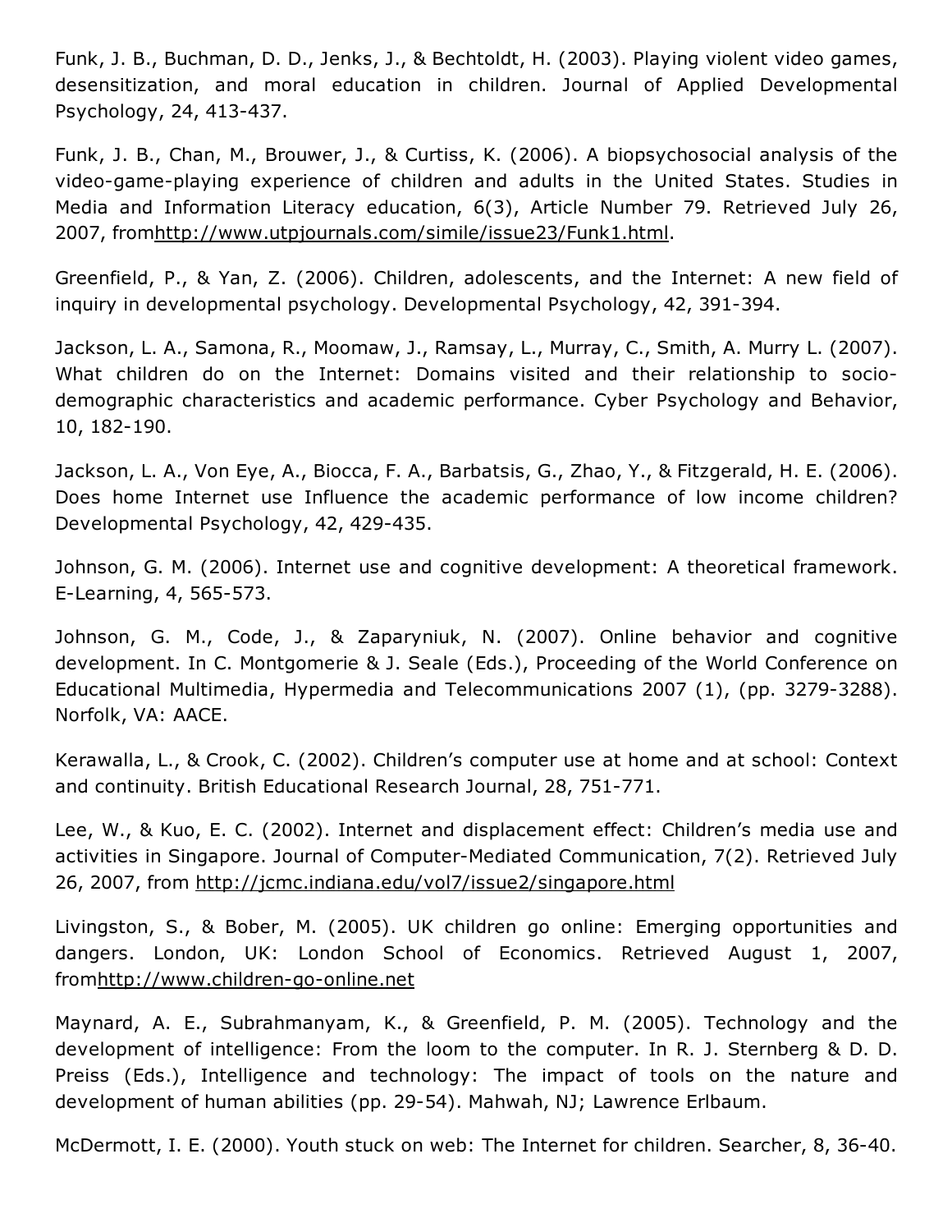Funk, J. B., Buchman, D. D., Jenks, J., & Bechtoldt, H. (2003). Playing violent video games, desensitization, and moral education in children. Journal of Applied Developmental Psychology, 24, 413-437.

Funk, J. B., Chan, M., Brouwer, J., & Curtiss, K. (2006). A biopsychosocial analysis of the video-game-playing experience of children and adults in the United States. Studies in Media and Information Literacy education, 6(3), Article Number 79. Retrieved July 26, 2007, fromhttp://www.utpjournals.com/simile/issue23/Funk1.html.

Greenfield, P., & Yan, Z. (2006). Children, adolescents, and the Internet: A new field of inquiry in developmental psychology. Developmental Psychology, 42, 391-394.

Jackson, L. A., Samona, R., Moomaw, J., Ramsay, L., Murray, C., Smith, A. Murry L. (2007). What children do on the Internet: Domains visited and their relationship to socio-demographic characteristics and academic performance. Cyber Psychology and Behavior, 10, 182-190.

Jackson, L. A., Von Eye, A., Biocca, F. A., Barbatsis, G., Zhao, Y., & Fitzgerald, H. E. (2006). Does home Internet use Influence the academic performance of low income children? Developmental Psychology, 42, 429-435.

Johnson, G. M. (2006). Internet use and cognitive development: A theoretical framework. E-Learning, 4, 565-573.

Johnson, G. M., Code, J., & Zaparyniuk, N. (2007). Online behavior and cognitive development. In C. Montgomerie & J. Seale (Eds.), Proceeding of the World Conference on Educational Multimedia, Hypermedia and Telecommunications 2007 (1), (pp. 3279-3288). Norfolk, VA: AACE.

Kerawalla, L., & Crook, C. (2002). Children's computer use at home and at school: Context and continuity. British Educational Research Journal, 28, 751-771.

Lee, W., & Kuo, E. C. (2002). Internet and displacement effect: Children's media use and activities in Singapore. Journal of Computer-Mediated Communication, 7(2). Retrieved July 26, 2007, from http://jcmc.indiana.edu/vol7/issue2/singapore.html

Livingston, S., & Bober, M. (2005). UK children go online: Emerging opportunities and dangers. London, UK: London School of Economics. Retrieved August 1, 2007, fromhttp://www.children-go-online.net

Maynard, A. E., Subrahmanyam, K., & Greenfield, P. M. (2005). Technology and the development of intelligence: From the loom to the computer. In R. J. Sternberg & D. D. Preiss (Eds.), Intelligence and technology: The impact of tools on the nature and development of human abilities (pp. 29-54). Mahwah, NJ; Lawrence Erlbaum.

McDermott, I. E. (2000). Youth stuck on web: The Internet for children. Searcher, 8, 36-40.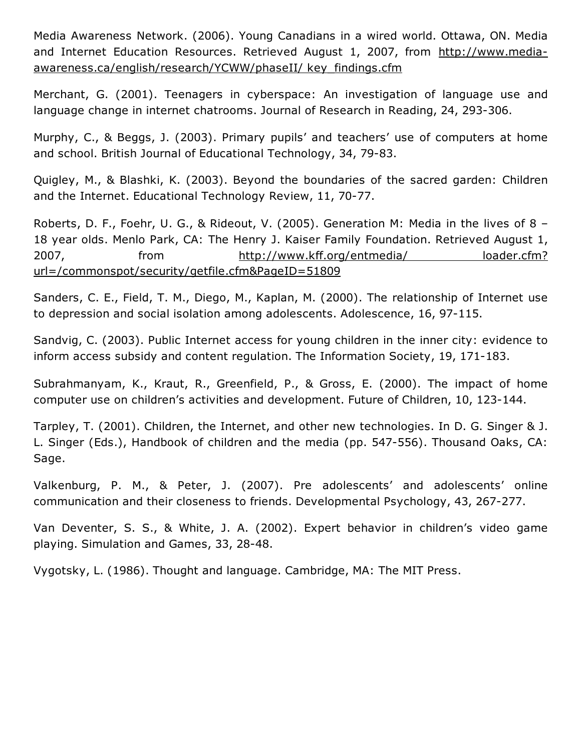Media Awareness Network. (2006). Young Canadians in a wired world. Ottawa, ON. Media and Internet Education Resources. Retrieved August 1, 2007, from http://www.media-awareness.ca/english/research/YCWW/phaseII/ key_findings.cfm

Merchant, G. (2001). Teenagers in cyberspace: An investigation of language use and language change in internet chatrooms. Journal of Research in Reading, 24, 293-306.

Murphy, C., & Beggs, J. (2003). Primary pupils' and teachers' use of computers at home and school. British Journal of Educational Technology, 34, 79-83.

Quigley, M., & Blashki, K. (2003). Beyond the boundaries of the sacred garden: Children and the Internet. Educational Technology Review, 11, 70-77.

Roberts, D. F., Foehr, U. G., & Rideout, V. (2005). Generation M: Media in the lives of 8 – 18 year olds. Menlo Park, CA: The Henry J. Kaiser Family Foundation. Retrieved August 1, 2007, from http://www.kff.org/entmedia/ loader.cfm?url=/commonspot/security/getfile.cfm&PageID=51809

Sanders, C. E., Field, T. M., Diego, M., Kaplan, M. (2000). The relationship of Internet use to depression and social isolation among adolescents. Adolescence, 16, 97-115.

Sandvig, C. (2003). Public Internet access for young children in the inner city: evidence to inform access subsidy and content regulation. The Information Society, 19, 171-183.

Subrahmanyam, K., Kraut, R., Greenfield, P., & Gross, E. (2000). The impact of home computer use on children's activities and development. Future of Children, 10, 123-144.

Tarpley, T. (2001). Children, the Internet, and other new technologies. In D. G. Singer & J. L. Singer (Eds.), Handbook of children and the media (pp. 547-556). Thousand Oaks, CA: Sage.

Valkenburg, P. M., & Peter, J. (2007). Pre adolescents' and adolescents' online communication and their closeness to friends. Developmental Psychology, 43, 267-277.

Van Deventer, S. S., & White, J. A. (2002). Expert behavior in children's video game playing. Simulation and Games, 33, 28-48.

Vygotsky, L. (1986). Thought and language. Cambridge, MA: The MIT Press.